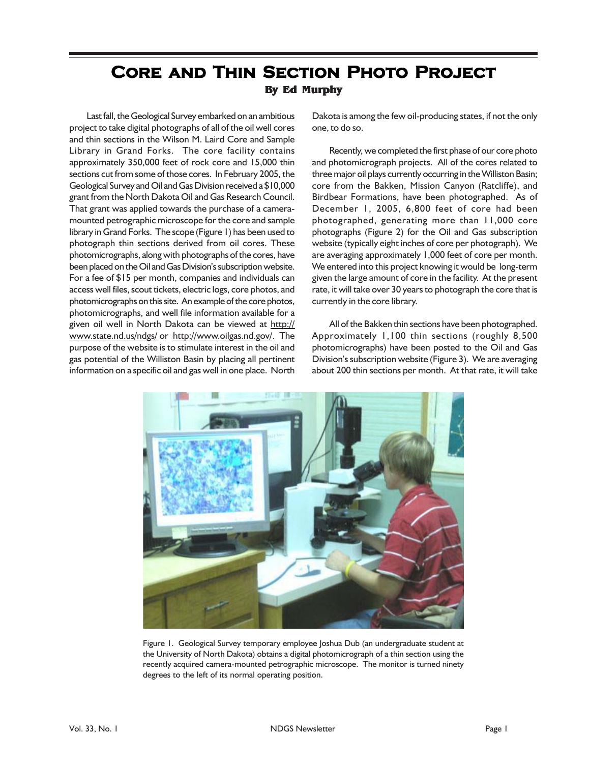# Core and Thin Section Photo Project

**By Ed Murphy**

Last fall, the Geological Survey embarked on an ambitious project to take digital photographs of all of the oil well cores and thin sections in the Wilson M. Laird Core and Sample Library in Grand Forks. The core facility contains approximately 350,000 feet of rock core and 15,000 thin sections cut from some of those cores. In February 2005, the Geological Survey and Oil and Gas Division received a $10,000 grant from the North Dakota Oil and Gas Research Council. That grant was applied towards the purchase of a camera-mounted petrographic microscope for the core and sample library in Grand Forks. The scope (Figure 1) has been used to photograph thin sections derived from oil cores. These photomicrographs, along with photographs of the cores, have been placed on the Oil and Gas Division's subscription website. For a fee of $15 per month, companies and individuals can access well files, scout tickets, electric logs, core photos, and photomicrographs on this site. An example of the core photos, photomicrographs, and well file information available for a given oil well in North Dakota can be viewed at http://www.state.nd.us/ndgs/ or http://www.oilgas.nd.gov/. The purpose of the website is to stimulate interest in the oil and gas potential of the Williston Basin by placing all pertinent information on a specific oil and gas well in one place. North Dakota is among the few oil-producing states, if not the only one, to do so.

Recently, we completed the first phase of our core photo and photomicrograph projects. All of the cores related to three major oil plays currently occurring in the Williston Basin; core from the Bakken, Mission Canyon (Ratcliffe), and Birdbear Formations, have been photographed. As of December 1, 2005, 6,800 feet of core had been photographed, generating more than 11,000 core photographs (Figure 2) for the Oil and Gas subscription website (typically eight inches of core per photograph). We are averaging approximately 1,000 feet of core per month. We entered into this project knowing it would be long-term given the large amount of core in the facility. At the present rate, it will take over 30 years to photograph the core that is currently in the core library.

All of the Bakken thin sections have been photographed. Approximately 1,100 thin sections (roughly 8,500 photomicrographs) have been posted to the Oil and Gas Division's subscription website (Figure 3). We are averaging about 200 thin sections per month. At that rate, it will take

Figure 1. Geological Survey temporary employee Joshua Dub (an undergraduate student at the University of North Dakota) obtains a digital photomicrograph of a thin section using the recently acquired camera-mounted petrographic microscope. The monitor is turned ninety degrees to the left of its normal operating position.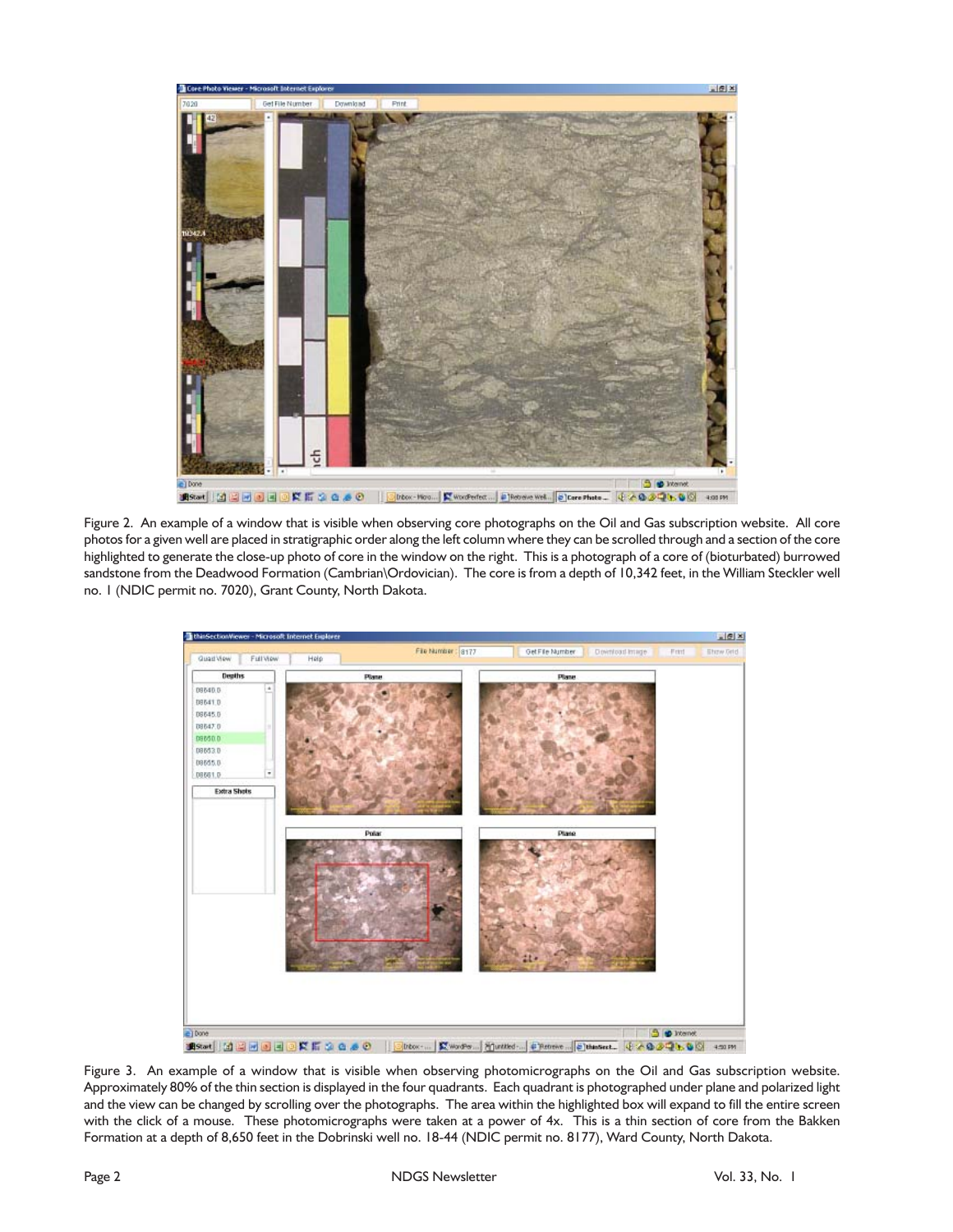Figure 2. An example of a window that is visible when observing core photographs on the Oil and Gas subscription website. All core photos for a given well are placed in stratigraphic order along the left column where they can be scrolled through and a section of the core highlighted to generate the close-up photo of core in the window on the right. This is a photograph of a core of (bioturbated) burrowed sandstone from the Deadwood Formation (Cambrian\Ordovician). The core is from a depth of 10,342 feet, in the William Steckler well no. 1 (NDIC permit no. 7020), Grant County, North Dakota.

Figure 3. An example of a window that is visible when observing photomicrographs on the Oil and Gas subscription website. Approximately 80% of the thin section is displayed in the four quadrants. Each quadrant is photographed under plane and polarized light and the view can be changed by scrolling over the photographs. The area within the highlighted box will expand to fill the entire screen with the click of a mouse. These photomicrographs were taken at a power of 4x. This is a thin section of core from the Bakken Formation at a depth of 8,650 feet in the Dobrinski well no. 18-44 (NDIC permit no. 8177), Ward County, North Dakota.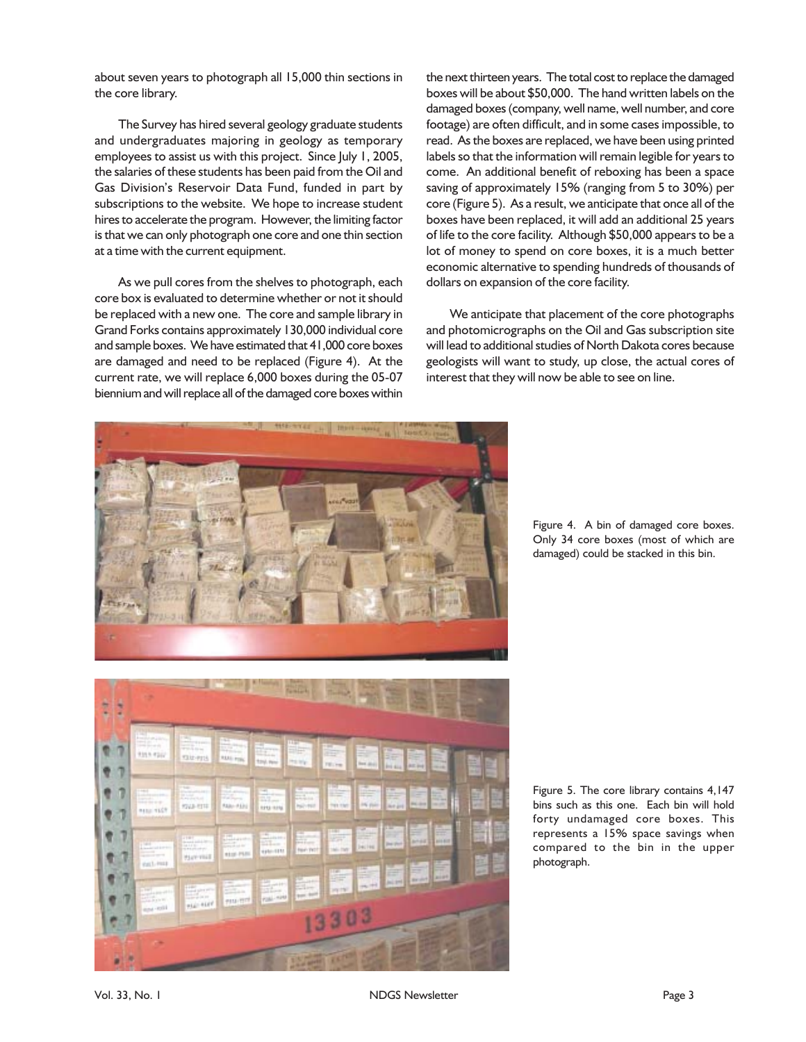about seven years to photograph all 15,000 thin sections in the core library.

The Survey has hired several geology graduate students and undergraduates majoring in geology as temporary employees to assist us with this project. Since July 1, 2005, the salaries of these students has been paid from the Oil and Gas Division's Reservoir Data Fund, funded in part by subscriptions to the website. We hope to increase student hires to accelerate the program. However, the limiting factor is that we can only photograph one core and one thin section at a time with the current equipment.

As we pull cores from the shelves to photograph, each core box is evaluated to determine whether or not it should be replaced with a new one. The core and sample library in Grand Forks contains approximately 130,000 individual core and sample boxes. We have estimated that 41,000 core boxes are damaged and need to be replaced (Figure 4). At the current rate, we will replace 6,000 boxes during the 05-07 biennium and will replace all of the damaged core boxes within the next thirteen years. The total cost to replace the damaged boxes will be about $50,000. The hand written labels on the damaged boxes (company, well name, well number, and core footage) are often difficult, and in some cases impossible, to read. As the boxes are replaced, we have been using printed labels so that the information will remain legible for years to come. An additional benefit of reboxing has been a space saving of approximately 15% (ranging from 5 to 30%) per core (Figure 5). As a result, we anticipate that once all of the boxes have been replaced, it will add an additional 25 years of life to the core facility. Although $50,000 appears to be a lot of money to spend on core boxes, it is a much better economic alternative to spending hundreds of thousands of dollars on expansion of the core facility.

We anticipate that placement of the core photographs and photomicrographs on the Oil and Gas subscription site will lead to additional studies of North Dakota cores because geologists will want to study, up close, the actual cores of interest that they will now be able to see on line.

Figure 4. A bin of damaged core boxes. Only 34 core boxes (most of which are damaged) could be stacked in this bin.

Figure 5. The core library contains 4,147 bins such as this one. Each bin will hold forty undamaged core boxes. This represents a 15% space savings when compared to the bin in the upper photograph.